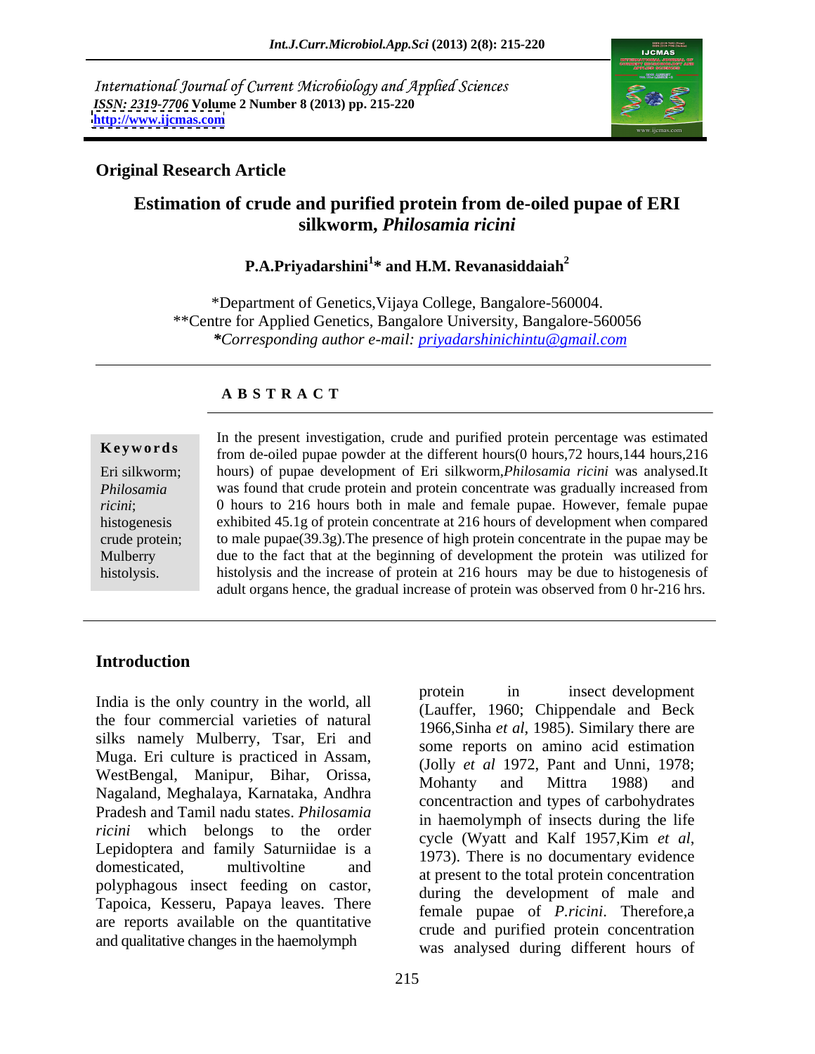International Journal of Current Microbiology and Applied Sciences
*ISSN: 2319-7706* **Volume 2 Number 8 (2013) pp. 215-220**
**http://www.ijcmas.com**

**Original Research Article**

# Estimation of crude and purified protein from de-oiled pupae of ERI silkworm, *Philosamia ricini*

**P.A.Priyadarshini[1]* and H.M. Revanasiddaiah[2]**

*Department of Genetics,Vijaya College, Bangalore-560004.
**Centre for Applied Genetics, Bangalore University, Bangalore-560056
***Corresponding author e-mail:* *priyadarshinichintu@gmail.com*

## A B S T R A C T

**Keywords**

Eri silkworm; *Philosamia ricini*; histogenesis crude protein; Mulberry histolysis.

In the present investigation, crude and purified protein percentage was estimated from de-oiled pupae powder at the different hours(0 hours,72 hours,144 hours,216 hours) of pupae development of Eri silkworm,*Philosamia ricini* was analysed.It was found that crude protein and protein concentrate was gradually increased from 0 hours to 216 hours both in male and female pupae. However, female pupae exhibited 45.1g of protein concentrate at 216 hours of development when compared to male pupae(39.3g).The presence of high protein concentrate in the pupae may be due to the fact that at the beginning of development the protein was utilized for histolysis and the increase of protein at 216 hours may be due to histogenesis of adult organs hence, the gradual increase of protein was observed from 0 hr-216 hrs.

## Introduction

India is the only country in the world, all the four commercial varieties of natural silks namely Mulberry, Tsar, Eri and Muga. Eri culture is practiced in Assam, WestBengal, Manipur, Bihar, Orissa, Nagaland, Meghalaya, Karnataka, Andhra Pradesh and Tamil nadu states. *Philosamia ricini* which belongs to the order Lepidoptera and family Saturniidae is a domesticated, multivoltine and polyphagous insect feeding on castor, Tapoica, Kesseru, Papaya leaves. There are reports available on the quantitative and qualitative changes in the haemolymph protein in insect development (Lauffer, 1960; Chippendale and Beck 1966,Sinha *et al*, 1985). Similary there are some reports on amino acid estimation (Jolly *et al* 1972, Pant and Unni, 1978; Mohanty and Mittra 1988) and concentraction and types of carbohydrates in haemolymph of insects during the life cycle (Wyatt and Kalf 1957,Kim *et al*, 1973). There is no documentary evidence at present to the total protein concentration during the development of male and female pupae of *P.ricini*. Therefore,a crude and purified protein concentration was analysed during different hours of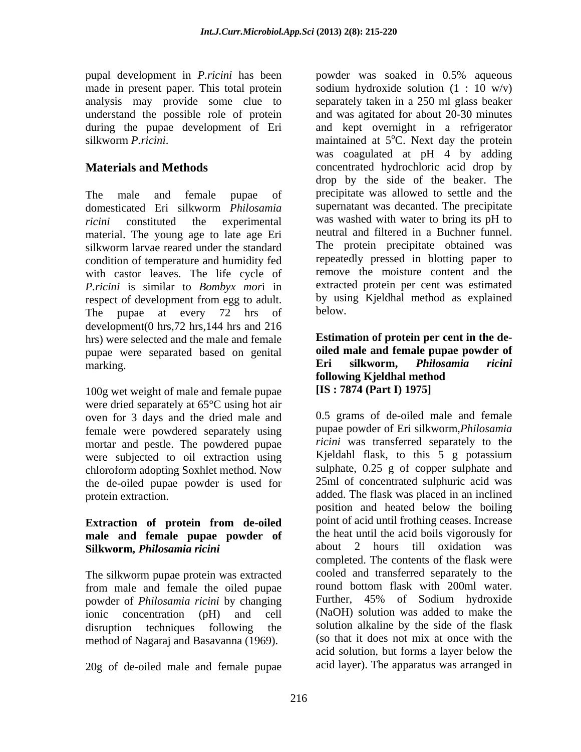pupal development in *P.ricini* has been made in present paper. This total protein analysis may provide some clue to understand the possible role of protein during the pupae development of Eri silkworm *P.ricini*.

## Materials and Methods

The male and female pupae of domesticated Eri silkworm *Philosamia ricini* constituted the experimental material. The young age to late age Eri silkworm larvae reared under the standard condition of temperature and humidity fed with castor leaves. The life cycle of *P.ricini* is similar to *Bombyx mor*i in respect of development from egg to adult. The pupae at every 72 hrs of development(0 hrs,72 hrs,144 hrs and 216 hrs) were selected and the male and female pupae were separated based on genital marking.

100g wet weight of male and female pupae were dried separately at 65°C using hot air oven for 3 days and the dried male and female were powdered separately using mortar and pestle. The powdered pupae were subjected to oil extraction using chloroform adopting Soxhlet method. Now the de-oiled pupae powder is used for protein extraction.

### Extraction of protein from de-oiled male and female pupae powder of Silkworm, *Philosamia ricini*

The silkworm pupae protein was extracted from male and female the oiled pupae powder of *Philosamia ricini* by changing ionic concentration (pH) and cell disruption techniques following the method of Nagaraj and Basavanna (1969).

20g of de-oiled male and female pupae powder was soaked in 0.5% aqueous sodium hydroxide solution (1 : 10 w/v) separately taken in a 250 ml glass beaker and was agitated for about 20-30 minutes and kept overnight in a refrigerator maintained at 5$^{o}$C. Next day the protein was coagulated at pH 4 by adding concentrated hydrochloric acid drop by drop by the side of the beaker. The precipitate was allowed to settle and the supernatant was decanted. The precipitate was washed with water to bring its pH to neutral and filtered in a Buchner funnel. The protein precipitate obtained was repeatedly pressed in blotting paper to remove the moisture content and the extracted protein per cent was estimated by using Kjeldhal method as explained below.

### Estimation of protein per cent in the de-oiled male and female pupae powder of Eri silkworm, *Philosamia ricini* following Kjeldhal method [IS : 7874 (Part I) 1975]

0.5 grams of de-oiled male and female pupae powder of Eri silkworm,*Philosamia ricini* was transferred separately to the Kjeldahl flask, to this 5 g potassium sulphate, 0.25 g of copper sulphate and 25ml of concentrated sulphuric acid was added. The flask was placed in an inclined position and heated below the boiling point of acid until frothing ceases. Increase the heat until the acid boils vigorously for about 2 hours till oxidation was completed. The contents of the flask were cooled and transferred separately to the round bottom flask with 200ml water. Further, 45% of Sodium hydroxide (NaOH) solution was added to make the solution alkaline by the side of the flask (so that it does not mix at once with the acid solution, but forms a layer below the acid layer). The apparatus was arranged in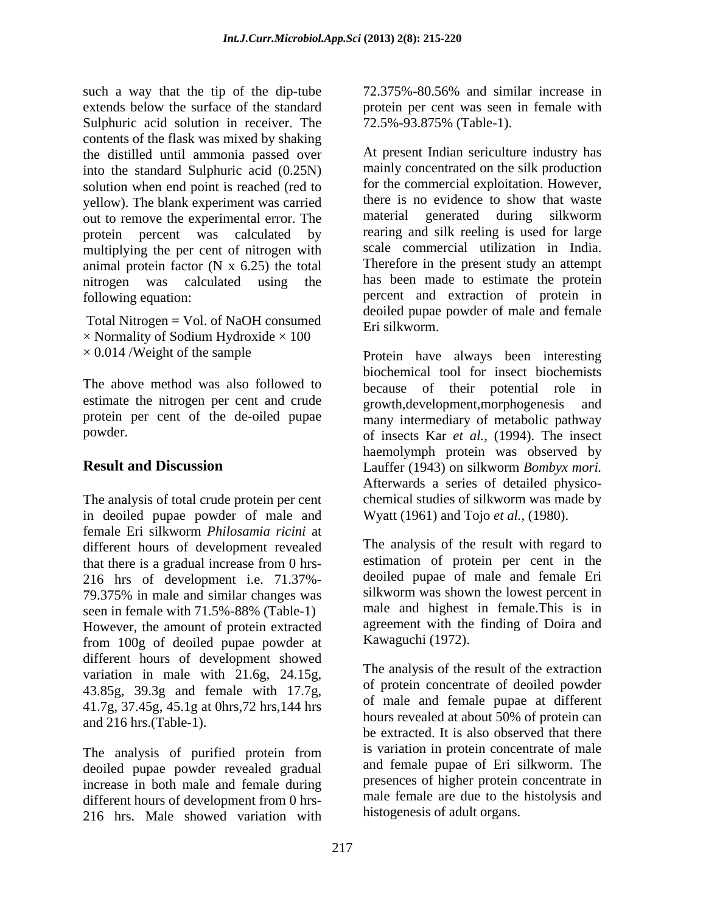such a way that the tip of the dip-tube extends below the surface of the standard Sulphuric acid solution in receiver. The contents of the flask was mixed by shaking the distilled until ammonia passed over into the standard Sulphuric acid (0.25N) solution when end point is reached (red to yellow). The blank experiment was carried out to remove the experimental error. The protein percent was calculated by multiplying the per cent of nitrogen with animal protein factor (N x 6.25) the total nitrogen was calculated using the following equation:

Total Nitrogen = Vol. of NaOH consumed × Normality of Sodium Hydroxide × 100 × 0.014 /Weight of the sample

The above method was also followed to estimate the nitrogen per cent and crude protein per cent of the de-oiled pupae powder.

## Result and Discussion

The analysis of total crude protein per cent in deoiled pupae powder of male and female Eri silkworm *Philosamia ricini* at different hours of development revealed that there is a gradual increase from 0 hrs-216 hrs of development i.e. 71.37%-79.375% in male and similar changes was seen in female with 71.5%-88% (Table-1) However, the amount of protein extracted from 100g of deoiled pupae powder at different hours of development showed variation in male with 21.6g, 24.15g, 43.85g, 39.3g and female with 17.7g, 41.7g, 37.45g, 45.1g at 0hrs,72 hrs,144 hrs and 216 hrs.(Table-1).

The analysis of purified protein from deoiled pupae powder revealed gradual increase in both male and female during different hours of development from 0 hrs-216 hrs. Male showed variation with 72.375%-80.56% and similar increase in protein per cent was seen in female with 72.5%-93.875% (Table-1).

At present Indian sericulture industry has mainly concentrated on the silk production for the commercial exploitation. However, there is no evidence to show that waste material generated during silkworm rearing and silk reeling is used for large scale commercial utilization in India. Therefore in the present study an attempt has been made to estimate the protein percent and extraction of protein in deoiled pupae powder of male and female Eri silkworm.

Protein have always been interesting biochemical tool for insect biochemists because of their potential role in growth,development,morphogenesis and many intermediary of metabolic pathway of insects Kar *et al.,* (1994). The insect haemolymph protein was observed by Lauffer (1943) on silkworm *Bombyx mori.* Afterwards a series of detailed physico-chemical studies of silkworm was made by Wyatt (1961) and Tojo *et al.,* (1980).

The analysis of the result with regard to estimation of protein per cent in the deoiled pupae of male and female Eri silkworm was shown the lowest percent in male and highest in female.This is in agreement with the finding of Doira and Kawaguchi (1972).

The analysis of the result of the extraction of protein concentrate of deoiled powder of male and female pupae at different hours revealed at about 50% of protein can be extracted. It is also observed that there is variation in protein concentrate of male and female pupae of Eri silkworm. The presences of higher protein concentrate in male female are due to the histolysis and histogenesis of adult organs.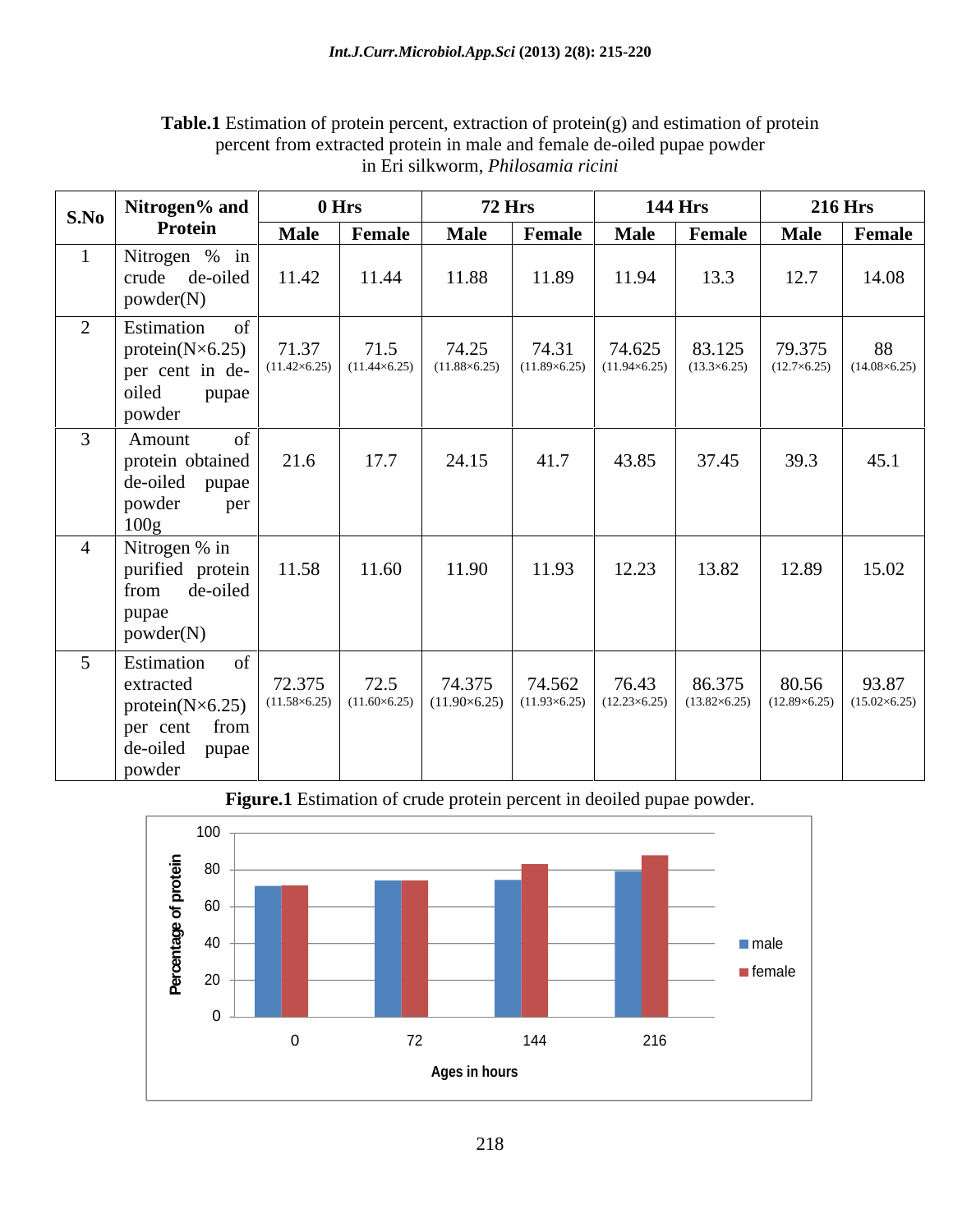**Table.1** Estimation of protein percent, extraction of protein(g) and estimation of protein percent from extracted protein in male and female de-oiled pupae powder in Eri silkworm, *Philosamia ricini*

| S.No | Nitrogen% and Protein | 0 Hrs | | 72 Hrs | | 144 Hrs | | 216 Hrs | |
|---|---|---|---|---|---|---|---|---|---|
| | | Male | Female | Male | Female | Male | Female | Male | Female |
| 1 | Nitrogen % in crude de-oiled powder(N) | 11.42 | 11.44 | 11.88 | 11.89 | 11.94 | 13.3 | 12.7 | 14.08 |
| 2 | Estimation of protein(N×6.25) per cent in de-oiled pupae powder | 71.37 (11.42×6.25) | 71.5 (11.44×6.25) | 74.25 (11.88×6.25) | 74.31 (11.89×6.25) | 74.625 (11.94×6.25) | 83.125 (13.3×6.25) | 79.375 (12.7×6.25) | 88 (14.08×6.25) |
| 3 | Amount of protein obtained de-oiled pupae powder per 100g | 21.6 | 17.7 | 24.15 | 41.7 | 43.85 | 37.45 | 39.3 | 45.1 |
| 4 | Nitrogen % in purified protein from de-oiled pupae powder(N) | 11.58 | 11.60 | 11.90 | 11.93 | 12.23 | 13.82 | 12.89 | 15.02 |
| 5 | Estimation of extracted protein(N×6.25) per cent from de-oiled pupae powder | 72.375 (11.58×6.25) | 72.5 (11.60×6.25) | 74.375 (11.90×6.25) | 74.562 (11.93×6.25) | 76.43 (12.23×6.25) | 86.375 (13.82×6.25) | 80.56 (12.89×6.25) | 93.87 (15.02×6.25) |

**Figure.1** Estimation of crude protein percent in deoiled pupae powder.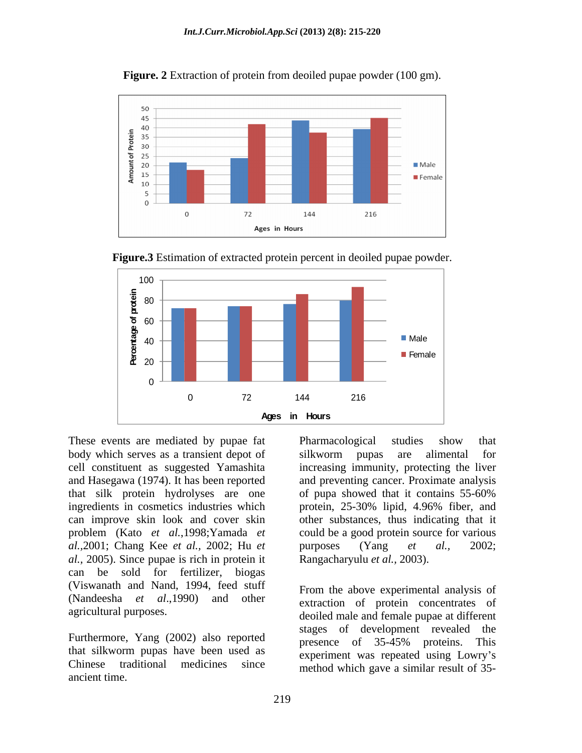**Figure. 2** Extraction of protein from deoiled pupae powder (100 gm).

**Figure.3** Estimation of extracted protein percent in deoiled pupae powder.

These events are mediated by pupae fat body which serves as a transient depot of cell constituent as suggested Yamashita and Hasegawa (1974). It has been reported that silk protein hydrolyses are one ingredients in cosmetics industries which can improve skin look and cover skin problem (Kato *et al.*,1998;Yamada *et al.*,2001; Chang Kee *et al.*, 2002; Hu *et al.*, 2005). Since pupae is rich in protein it can be sold for fertilizer, biogas (Viswanath and Nand, 1994, feed stuff (Nandeesha *et al*.,1990) and other agricultural purposes.

Furthermore, Yang (2002) also reported that silkworm pupas have been used as Chinese traditional medicines since ancient time.

Pharmacological studies show that silkworm pupas are alimental for increasing immunity, protecting the liver and preventing cancer. Proximate analysis of pupa showed that it contains 55-60% protein, 25-30% lipid, 4.96% fiber, and other substances, thus indicating that it could be a good protein source for various purposes (Yang *et al.*, 2002; Rangacharyulu *et al.*, 2003).

From the above experimental analysis of extraction of protein concentrates of deoiled male and female pupae at different stages of development revealed the presence of 35-45% proteins. This experiment was repeated using Lowry's method which gave a similar result of 35-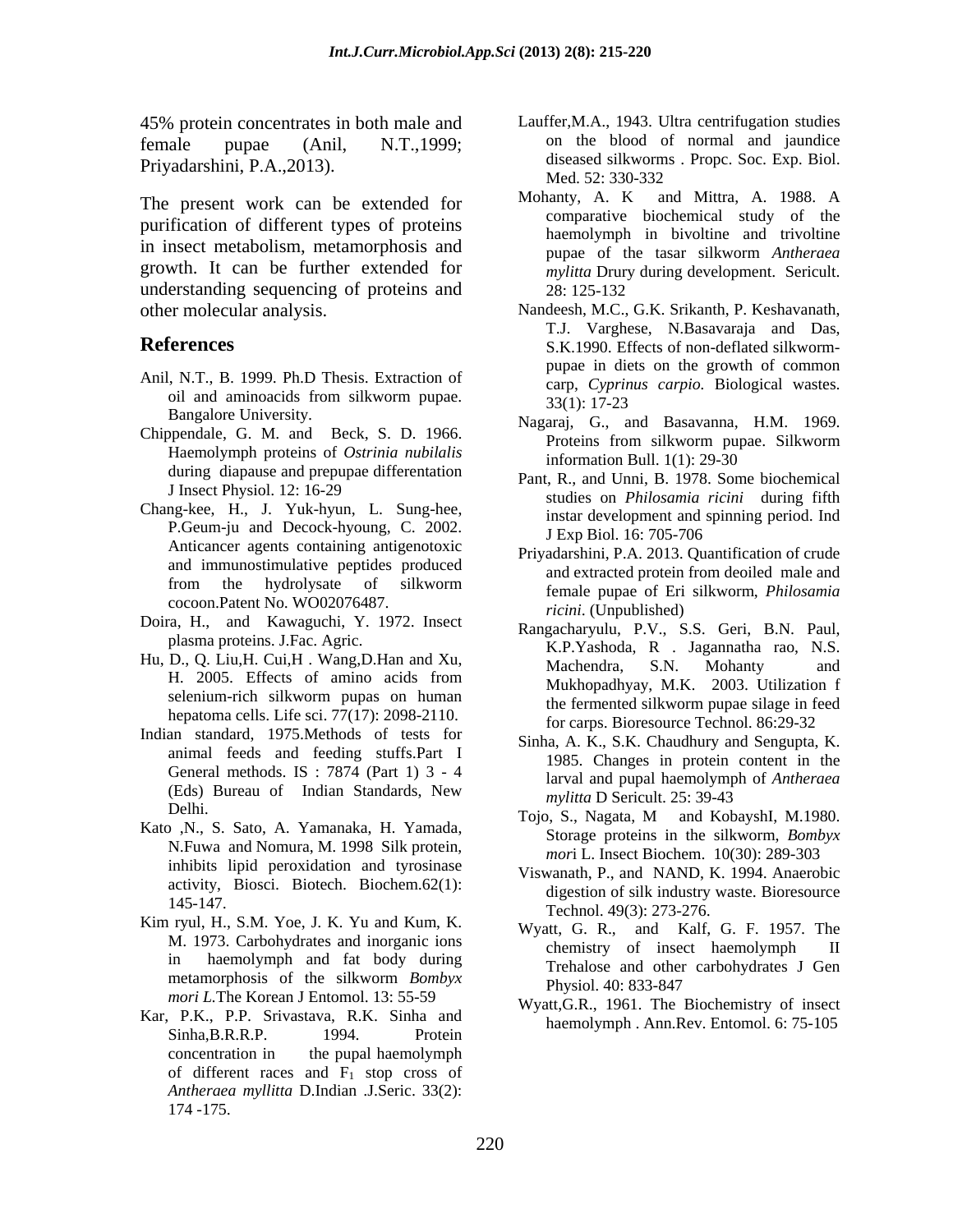45% protein concentrates in both male and female pupae (Anil, N.T.,1999; Priyadarshini, P.A.,2013).

The present work can be extended for purification of different types of proteins in insect metabolism, metamorphosis and growth. It can be further extended for understanding sequencing of proteins and other molecular analysis.

## References

Anil, N.T., B. 1999. Ph.D Thesis. Extraction of oil and aminoacids from silkworm pupae. Bangalore University.

Chippendale, G. M. and Beck, S. D. 1966. Haemolymph proteins of *Ostrinia nubilalis* during diapause and prepupae differentation J Insect Physiol. 12: 16-29

Chang-kee, H., J. Yuk-hyun, L. Sung-hee, P.Geum-ju and Decock-hyoung, C. 2002. Anticancer agents containing antigenotoxic and immunostimulative peptides produced from the hydrolysate of silkworm cocoon.Patent No. WO02076487.

Doira, H., and Kawaguchi, Y. 1972. Insect plasma proteins. J.Fac. Agric.

Hu, D., Q. Liu,H. Cui,H . Wang,D.Han and Xu, H. 2005. Effects of amino acids from selenium-rich silkworm pupas on human hepatoma cells. Life sci. 77(17): 2098-2110.

Indian standard, 1975.Methods of tests for animal feeds and feeding stuffs.Part I General methods. IS : 7874 (Part 1) 3 - 4 (Eds) Bureau of Indian Standards, New Delhi.

Kato ,N., S. Sato, A. Yamanaka, H. Yamada, N.Fuwa and Nomura, M. 1998 Silk protein, inhibits lipid peroxidation and tyrosinase activity, Biosci. Biotech. Biochem.62(1): 145-147.

Kim ryul, H., S.M. Yoe, J. K. Yu and Kum, K. M. 1973. Carbohydrates and inorganic ions in haemolymph and fat body during metamorphosis of the silkworm *Bombyx mori L.*The Korean J Entomol. 13: 55-59

Kar, P.K., P.P. Srivastava, R.K. Sinha and Sinha,B.R.R.P. 1994. Protein concentration in the pupal haemolymph of different races and $F_1$ stop cross of *Antheraea myllitta* D.Indian .J.Seric. 33(2): 174 -175.

Lauffer,M.A., 1943. Ultra centrifugation studies on the blood of normal and jaundice diseased silkworms . Propc. Soc. Exp. Biol. Med. 52: 330-332

Mohanty, A. K and Mittra, A. 1988. A comparative biochemical study of the haemolymph in bivoltine and trivoltine pupae of the tasar silkworm *Antheraea mylitta* Drury during development. Sericult. 28: 125-132

Nandeesh, M.C., G.K. Srikanth, P. Keshavanath, T.J. Varghese, N.Basavaraja and Das, S.K.1990. Effects of non-deflated silkworm-pupae in diets on the growth of common carp, *Cyprinus carpio.* Biological wastes. 33(1): 17-23

Nagaraj, G., and Basavanna, H.M. 1969. Proteins from silkworm pupae. Silkworm information Bull. 1(1): 29-30

Pant, R., and Unni, B. 1978. Some biochemical studies on *Philosamia ricini* during fifth instar development and spinning period. Ind J Exp Biol. 16: 705-706

Priyadarshini, P.A. 2013. Quantification of crude and extracted protein from deoiled male and female pupae of Eri silkworm, *Philosamia ricini*. (Unpublished)

Rangacharyulu, P.V., S.S. Geri, B.N. Paul, K.P.Yashoda, R . Jagannatha rao, N.S. Machendra, S.N. Mohanty and Mukhopadhyay, M.K. 2003. Utilization f the fermented silkworm pupae silage in feed for carps. Bioresource Technol. 86:29-32

Sinha, A. K., S.K. Chaudhury and Sengupta, K. 1985. Changes in protein content in the larval and pupal haemolymph of *Antheraea mylitta* D Sericult. 25: 39-43

Tojo, S., Nagata, M and KobayshI, M.1980. Storage proteins in the silkworm, *Bombyx mor*i L. Insect Biochem. 10(30): 289-303

Viswanath, P., and NAND, K. 1994. Anaerobic digestion of silk industry waste. Bioresource Technol. 49(3): 273-276.

Wyatt, G. R., and Kalf, G. F. 1957. The chemistry of insect haemolymph II Trehalose and other carbohydrates J Gen Physiol. 40: 833-847

Wyatt,G.R., 1961. The Biochemistry of insect haemolymph . Ann.Rev. Entomol. 6: 75-105